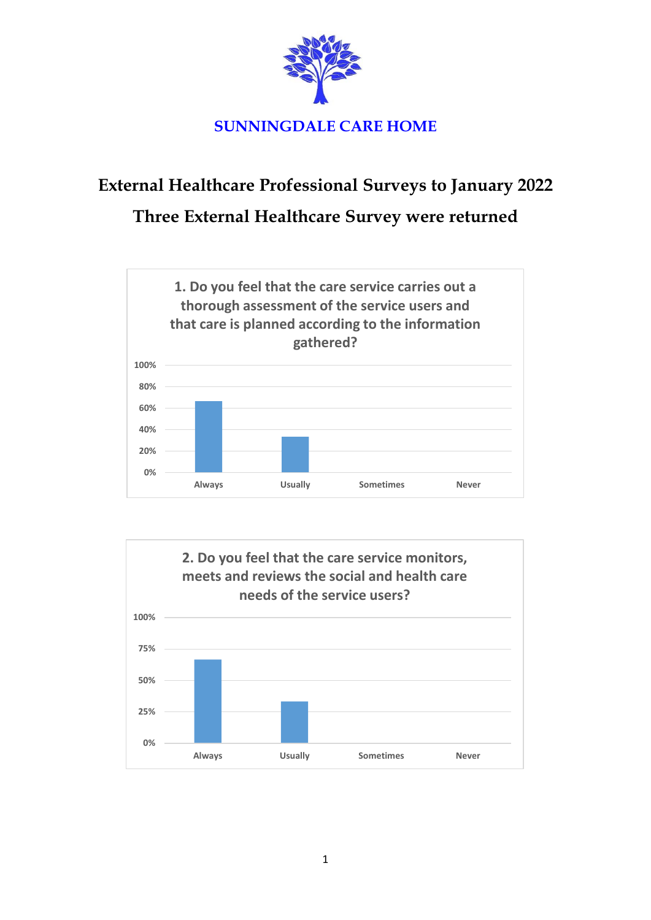# SUNNINGDALE CARE HOME

## External Healthcare Professional Surveys to January 2022

## Three External Healthcare Survey were returned

**1. Do you feel that the care service carries out a thorough assessment of the service users and that care is planned according to the information gathered?**

| Response | Percentage |
|---|---|
| Always | ~67% |
| Usually | ~33% |
| Sometimes | 0% |
| Never | 0% |

**2. Do you feel that the care service monitors, meets and reviews the social and health care needs of the service users?**

| Response | Percentage |
|---|---|
| Always | ~67% |
| Usually | ~33% |
| Sometimes | 0% |
| Never | 0% |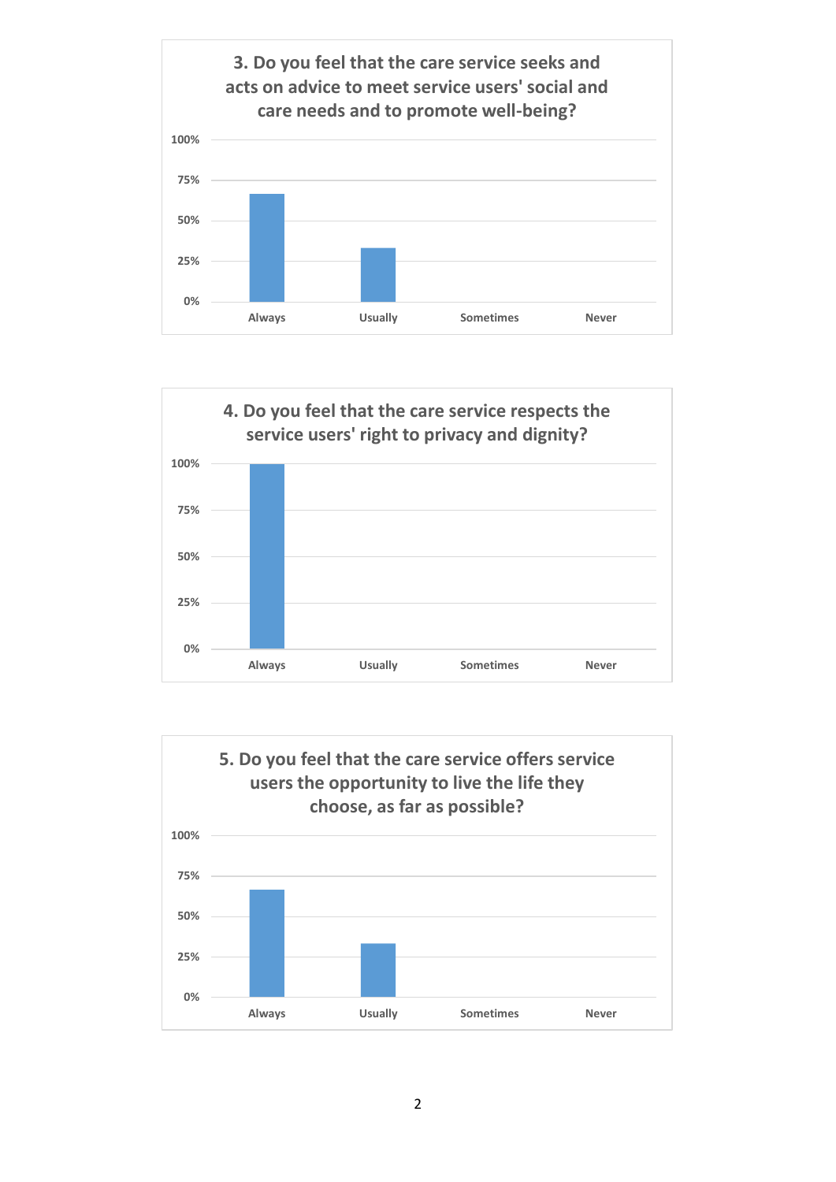**3. Do you feel that the care service seeks and acts on advice to meet service users' social and care needs and to promote well-being?**

100%
75%
50%
25%
0%

Always | Usually | Sometimes | Never

**4. Do you feel that the care service respects the service users' right to privacy and dignity?**

100%
75%
50%
25%
0%

Always | Usually | Sometimes | Never

**5. Do you feel that the care service offers service users the opportunity to live the life they choose, as far as possible?**

100%
75%
50%
25%
0%

Always | Usually | Sometimes | Never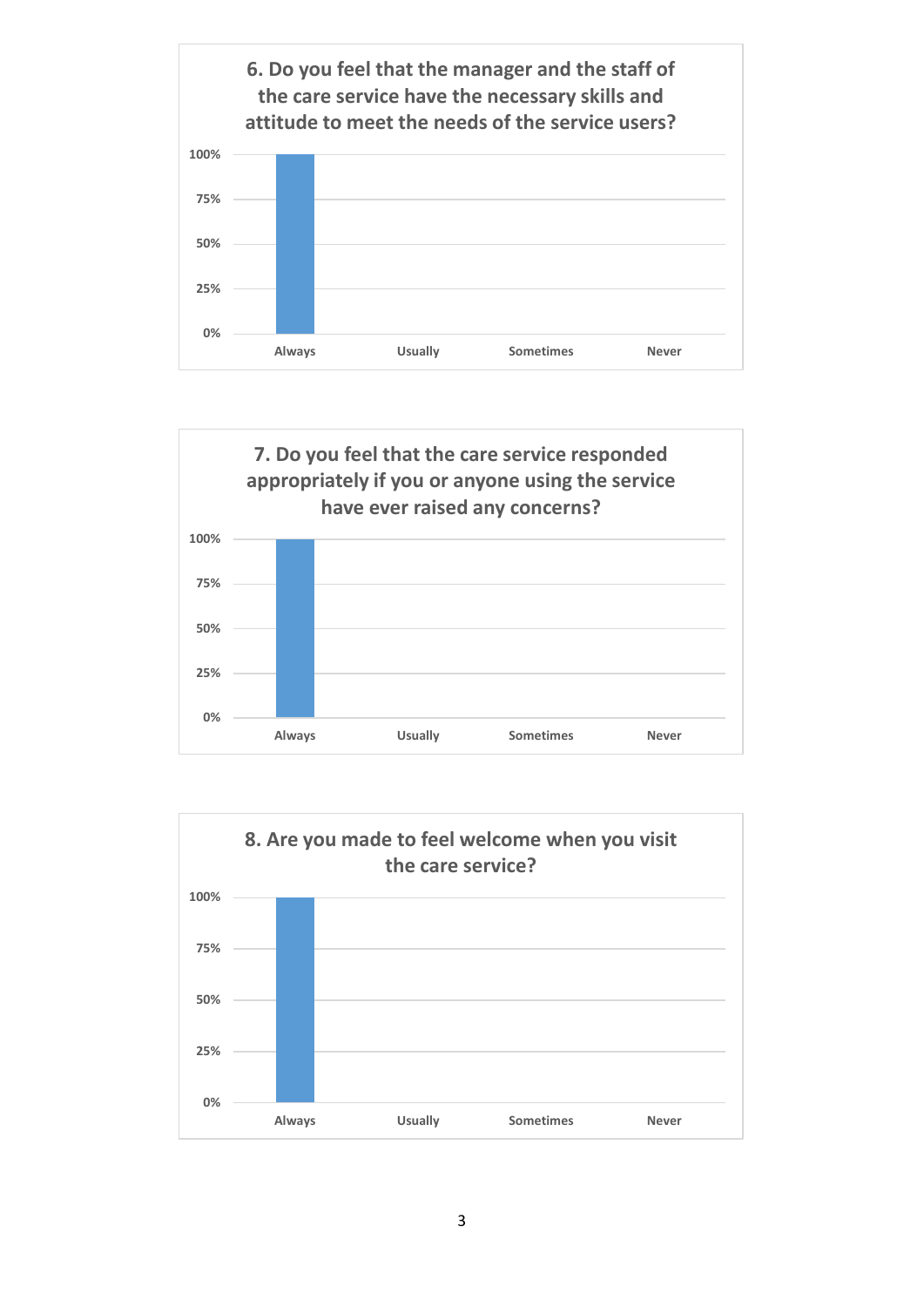### 6. Do you feel that the manager and the staff of the care service have the necessary skills and attitude to meet the needs of the service users?

| Response | Percentage |
|---|---|
| Always | 100% |
| Usually | 0% |
| Sometimes | 0% |
| Never | 0% |

### 7. Do you feel that the care service responded appropriately if you or anyone using the service have ever raised any concerns?

| Response | Percentage |
|---|---|
| Always | 100% |
| Usually | 0% |
| Sometimes | 0% |
| Never | 0% |

### 8. Are you made to feel welcome when you visit the care service?

| Response | Percentage |
|---|---|
| Always | 100% |
| Usually | 0% |
| Sometimes | 0% |
| Never | 0% |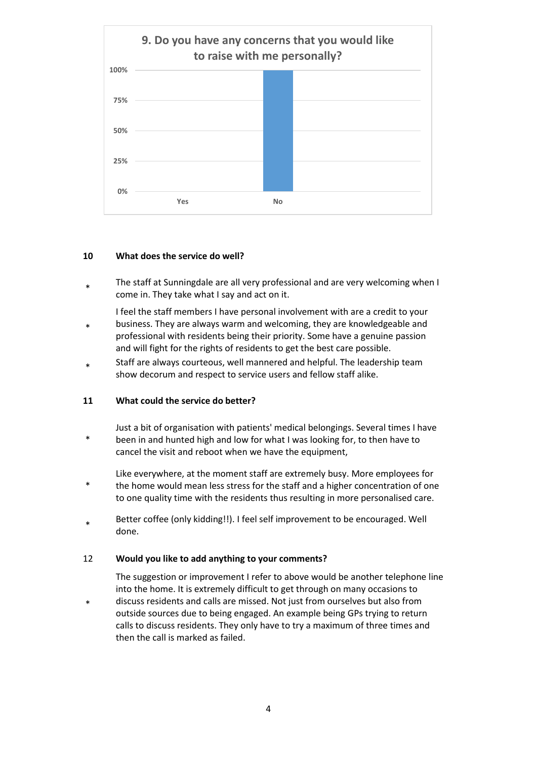9. Do you have any concerns that you would like to raise with me personally?

100%
75%
50%
25%
0%

Yes
No

**10 What does the service do well?**

* The staff at Sunningdale are all very professional and are very welcoming when I come in. They take what I say and act on it.
* I feel the staff members I have personal involvement with are a credit to your business. They are always warm and welcoming, they are knowledgeable and professional with residents being their priority. Some have a genuine passion and will fight for the rights of residents to get the best care possible.
* Staff are always courteous, well mannered and helpful. The leadership team show decorum and respect to service users and fellow staff alike.

**11 What could the service do better?**

* Just a bit of organisation with patients' medical belongings. Several times I have been in and hunted high and low for what I was looking for, to then have to cancel the visit and reboot when we have the equipment,
* Like everywhere, at the moment staff are extremely busy. More employees for the home would mean less stress for the staff and a higher concentration of one to one quality time with the residents thus resulting in more personalised care.
* Better coffee (only kidding!!). I feel self improvement to be encouraged. Well done.

12 **Would you like to add anything to your comments?**

* The suggestion or improvement I refer to above would be another telephone line into the home. It is extremely difficult to get through on many occasions to discuss residents and calls are missed. Not just from ourselves but also from outside sources due to being engaged. An example being GPs trying to return calls to discuss residents. They only have to try a maximum of three times and then the call is marked as failed.